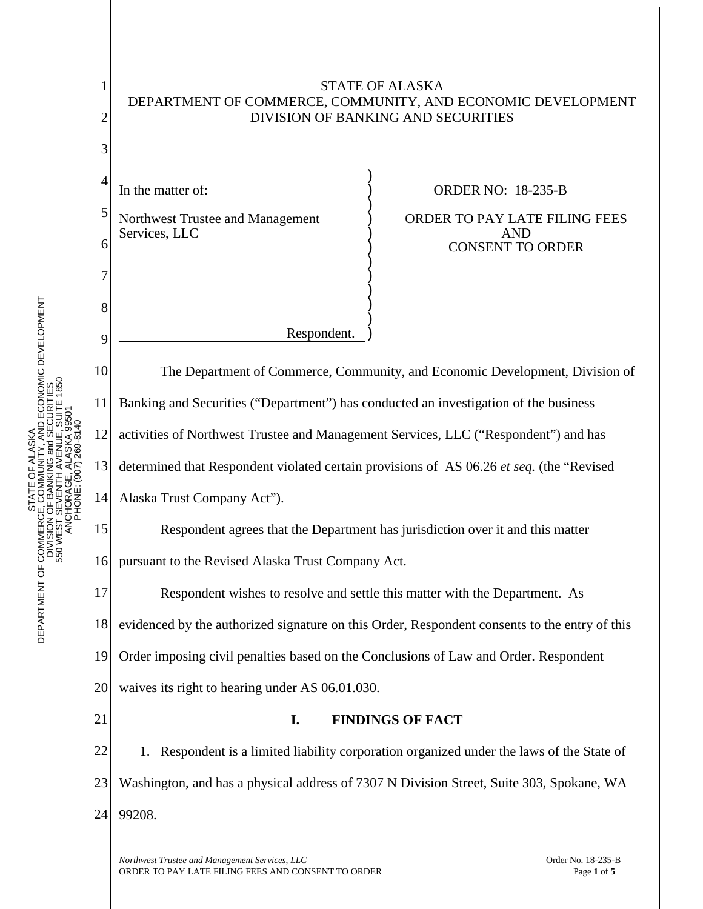STATE OF ALASKA
DEPARTMENT OF COMMERCE, COMMUNITY, AND ECONOMIC DEVELOPMENT
DIVISION OF BANKING AND SECURITIES

In the matter of:

Northwest Trustee and Management Services, LLC

Respondent.

ORDER NO: 18-235-B

ORDER TO PAY LATE FILING FEES AND CONSENT TO ORDER

The Department of Commerce, Community, and Economic Development, Division of Banking and Securities ("Department") has conducted an investigation of the business activities of Northwest Trustee and Management Services, LLC ("Respondent") and has determined that Respondent violated certain provisions of AS 06.26 *et seq.* (the "Revised Alaska Trust Company Act").

Respondent agrees that the Department has jurisdiction over it and this matter pursuant to the Revised Alaska Trust Company Act.

Respondent wishes to resolve and settle this matter with the Department. As evidenced by the authorized signature on this Order, Respondent consents to the entry of this Order imposing civil penalties based on the Conclusions of Law and Order. Respondent waives its right to hearing under AS 06.01.030.

## I. FINDINGS OF FACT

1. Respondent is a limited liability corporation organized under the laws of the State of Washington, and has a physical address of 7307 N Division Street, Suite 303, Spokane, WA 99208.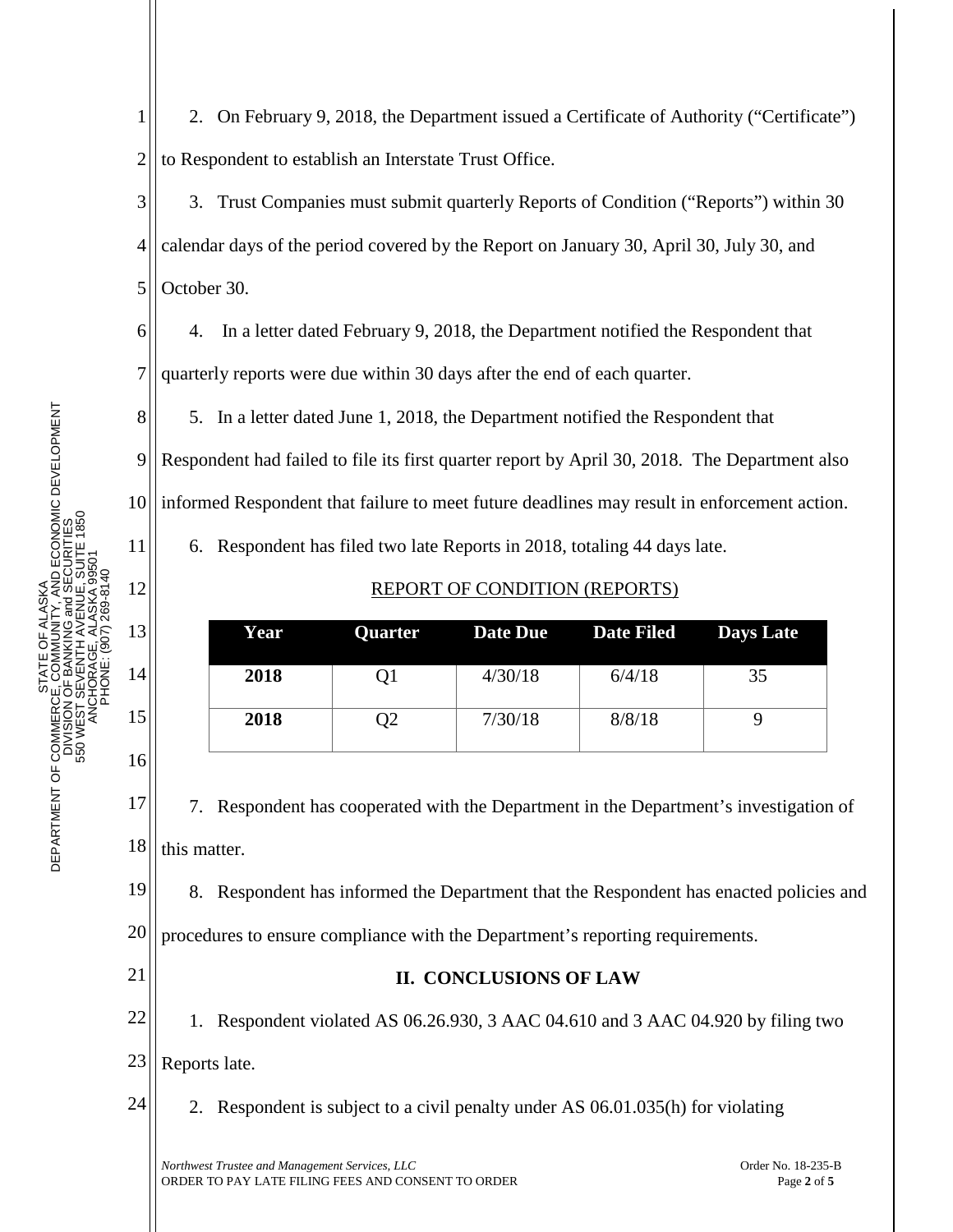2. On February 9, 2018, the Department issued a Certificate of Authority ("Certificate") to Respondent to establish an Interstate Trust Office.

3. Trust Companies must submit quarterly Reports of Condition ("Reports") within 30 calendar days of the period covered by the Report on January 30, April 30, July 30, and October 30.

4. In a letter dated February 9, 2018, the Department notified the Respondent that quarterly reports were due within 30 days after the end of each quarter.

5. In a letter dated June 1, 2018, the Department notified the Respondent that Respondent had failed to file its first quarter report by April 30, 2018. The Department also informed Respondent that failure to meet future deadlines may result in enforcement action.

6. Respondent has filed two late Reports in 2018, totaling 44 days late.

REPORT OF CONDITION (REPORTS)

| Year | Quarter | Date Due | Date Filed | Days Late |
|---|---|---|---|---|
| **2018** | Q1 | 4/30/18 | 6/4/18 | 35 |
| **2018** | Q2 | 7/30/18 | 8/8/18 | 9 |

7. Respondent has cooperated with the Department in the Department's investigation of this matter.

8. Respondent has informed the Department that the Respondent has enacted policies and procedures to ensure compliance with the Department's reporting requirements.

## II. CONCLUSIONS OF LAW

1. Respondent violated AS 06.26.930, 3 AAC 04.610 and 3 AAC 04.920 by filing two Reports late.

2. Respondent is subject to a civil penalty under AS 06.01.035(h) for violating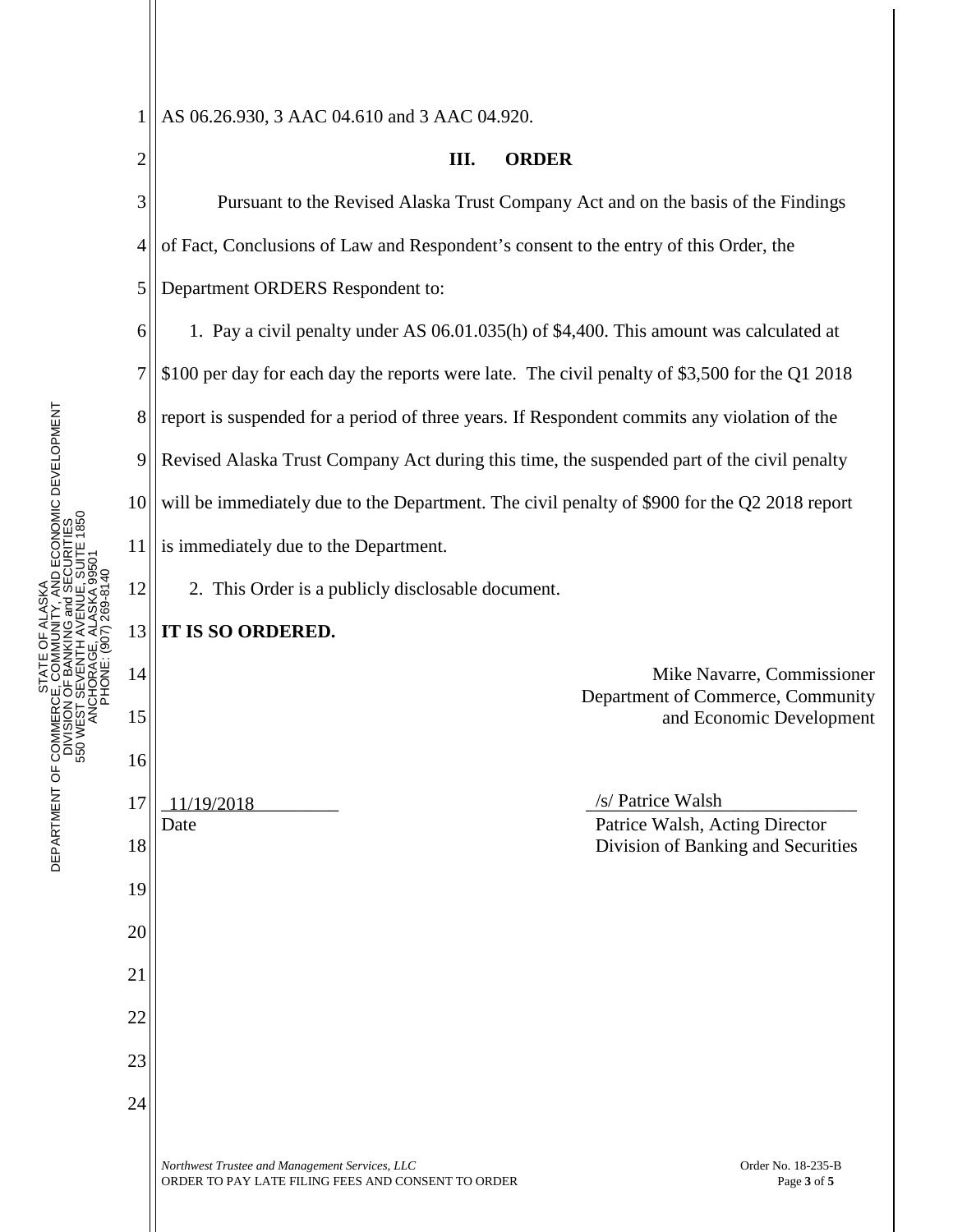AS 06.26.930, 3 AAC 04.610 and 3 AAC 04.920.

## III. ORDER

Pursuant to the Revised Alaska Trust Company Act and on the basis of the Findings of Fact, Conclusions of Law and Respondent's consent to the entry of this Order, the Department ORDERS Respondent to:

1. Pay a civil penalty under AS 06.01.035(h) of $4,400. This amount was calculated at $100 per day for each day the reports were late. The civil penalty of $3,500 for the Q1 2018 report is suspended for a period of three years. If Respondent commits any violation of the Revised Alaska Trust Company Act during this time, the suspended part of the civil penalty will be immediately due to the Department. The civil penalty of $900 for the Q2 2018 report is immediately due to the Department.

2. This Order is a publicly disclosable document.

**IT IS SO ORDERED.**

Mike Navarre, Commissioner
Department of Commerce, Community and Economic Development

11/19/2018
Date

/s/ Patrice Walsh
Patrice Walsh, Acting Director
Division of Banking and Securities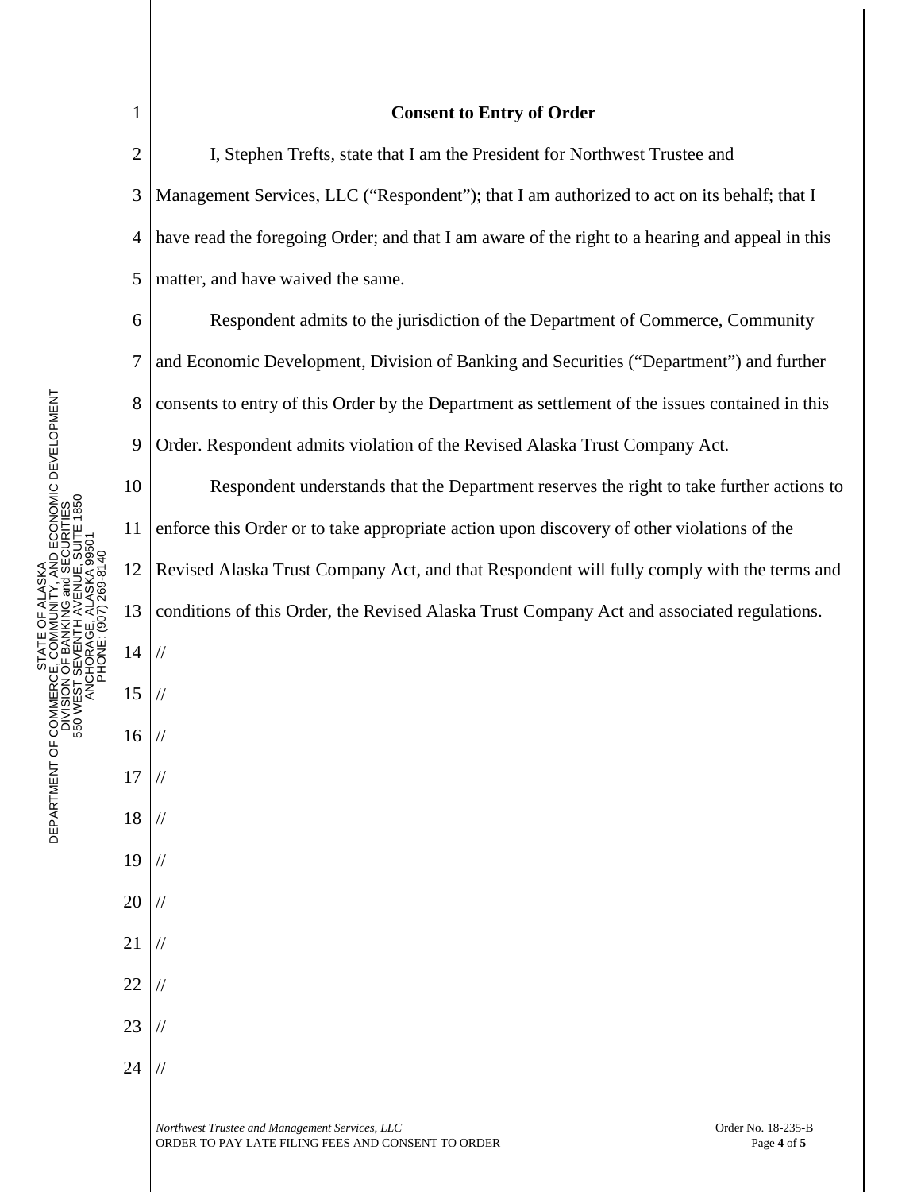## Consent to Entry of Order

I, Stephen Trefts, state that I am the President for Northwest Trustee and Management Services, LLC ("Respondent"); that I am authorized to act on its behalf; that I have read the foregoing Order; and that I am aware of the right to a hearing and appeal in this matter, and have waived the same.

Respondent admits to the jurisdiction of the Department of Commerce, Community and Economic Development, Division of Banking and Securities ("Department") and further consents to entry of this Order by the Department as settlement of the issues contained in this Order. Respondent admits violation of the Revised Alaska Trust Company Act.

Respondent understands that the Department reserves the right to take further actions to enforce this Order or to take appropriate action upon discovery of other violations of the Revised Alaska Trust Company Act, and that Respondent will fully comply with the terms and conditions of this Order, the Revised Alaska Trust Company Act and associated regulations.

//

//

//

//

//

//

//

//

//

//

//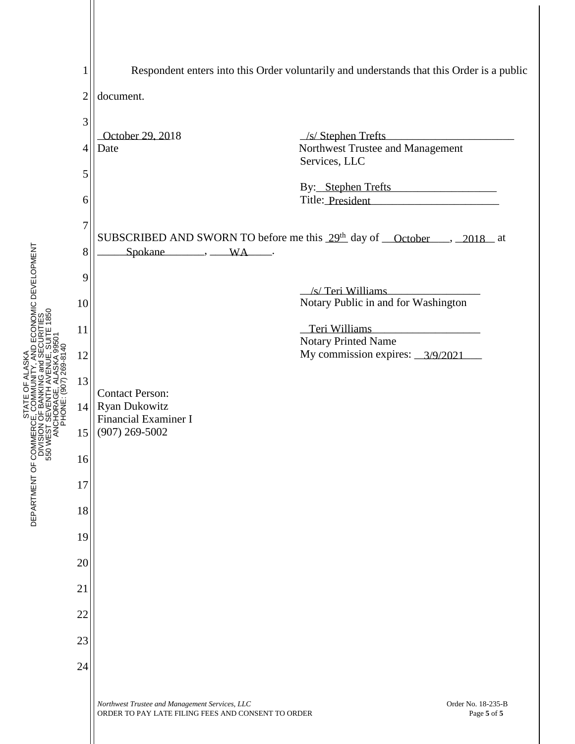Respondent enters into this Order voluntarily and understands that this Order is a public document.

October 29, 2018
Date

/s/ Stephen Trefts
Northwest Trustee and Management Services, LLC

By: Stephen Trefts
Title: President

SUBSCRIBED AND SWORN TO before me this 29th day of October, 2018 at Spokane, WA.

/s/ Teri Williams
Notary Public in and for Washington

Teri Williams
Notary Printed Name
My commission expires: 3/9/2021

Contact Person:
Ryan Dukowitz
Financial Examiner I
(907) 269-5002